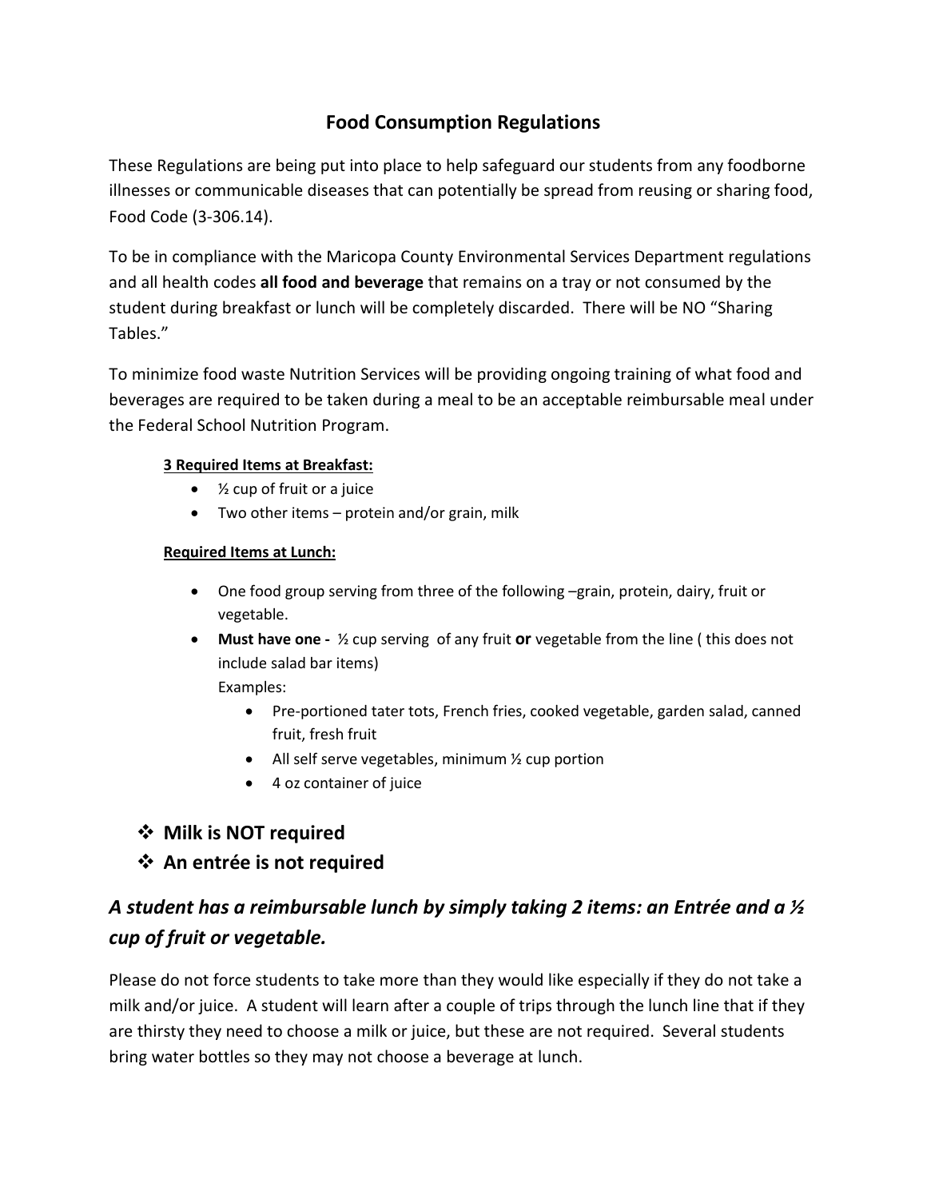# Food Consumption Regulations

These Regulations are being put into place to help safeguard our students from any foodborne illnesses or communicable diseases that can potentially be spread from reusing or sharing food, Food Code (3-306.14).

To be in compliance with the Maricopa County Environmental Services Department regulations and all health codes **all food and beverage** that remains on a tray or not consumed by the student during breakfast or lunch will be completely discarded. There will be NO "Sharing Tables."

To minimize food waste Nutrition Services will be providing ongoing training of what food and beverages are required to be taken during a meal to be an acceptable reimbursable meal under the Federal School Nutrition Program.

**3 Required Items at Breakfast:**

- ½ cup of fruit or a juice
- Two other items – protein and/or grain, milk

**Required Items at Lunch:**

- One food group serving from three of the following –grain, protein, dairy, fruit or vegetable.
- **Must have one -** ½ cup serving of any fruit **or** vegetable from the line ( this does not include salad bar items)
  Examples:
  - Pre-portioned tater tots, French fries, cooked vegetable, garden salad, canned fruit, fresh fruit
  - All self serve vegetables, minimum ½ cup portion
  - 4 oz container of juice

- **Milk is NOT required**
- **An entrée is not required**

## *A student has a reimbursable lunch by simply taking 2 items: an Entrée and a ½ cup of fruit or vegetable.*

Please do not force students to take more than they would like especially if they do not take a milk and/or juice. A student will learn after a couple of trips through the lunch line that if they are thirsty they need to choose a milk or juice, but these are not required. Several students bring water bottles so they may not choose a beverage at lunch.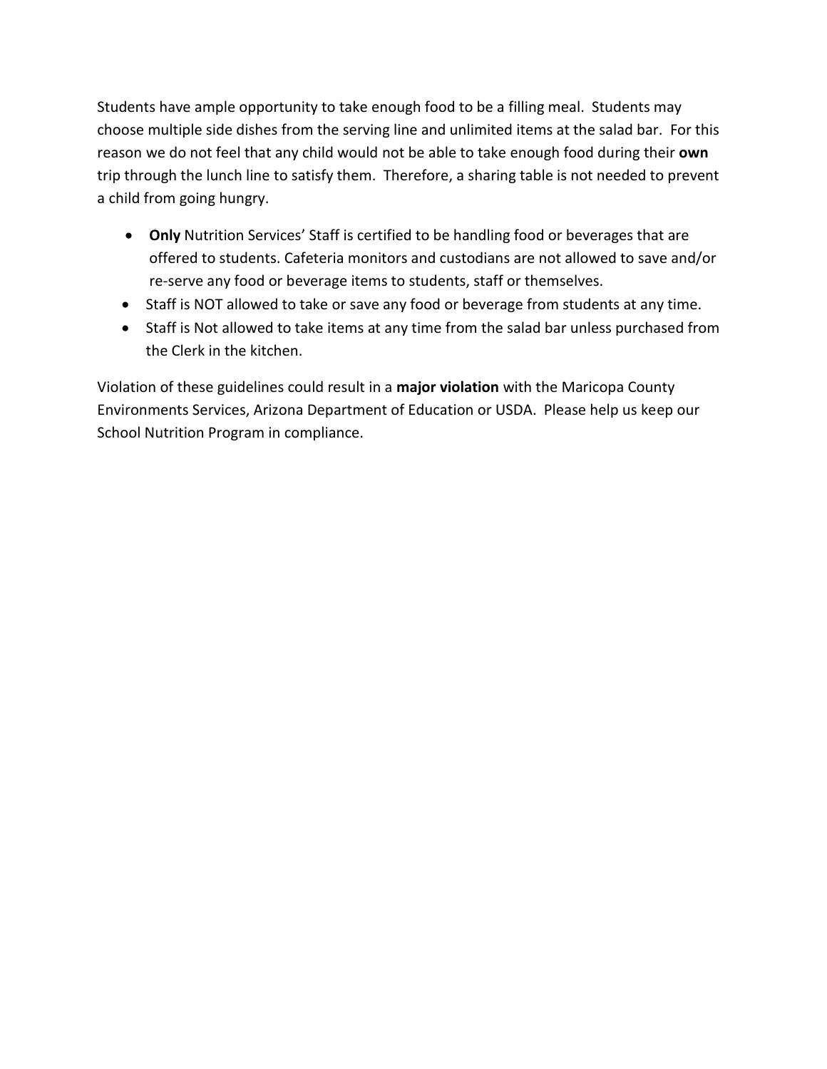Students have ample opportunity to take enough food to be a filling meal. Students may choose multiple side dishes from the serving line and unlimited items at the salad bar. For this reason we do not feel that any child would not be able to take enough food during their **own** trip through the lunch line to satisfy them. Therefore, a sharing table is not needed to prevent a child from going hungry.

- **Only** Nutrition Services' Staff is certified to be handling food or beverages that are offered to students. Cafeteria monitors and custodians are not allowed to save and/or re-serve any food or beverage items to students, staff or themselves.
- Staff is NOT allowed to take or save any food or beverage from students at any time.
- Staff is Not allowed to take items at any time from the salad bar unless purchased from the Clerk in the kitchen.

Violation of these guidelines could result in a **major violation** with the Maricopa County Environments Services, Arizona Department of Education or USDA. Please help us keep our School Nutrition Program in compliance.